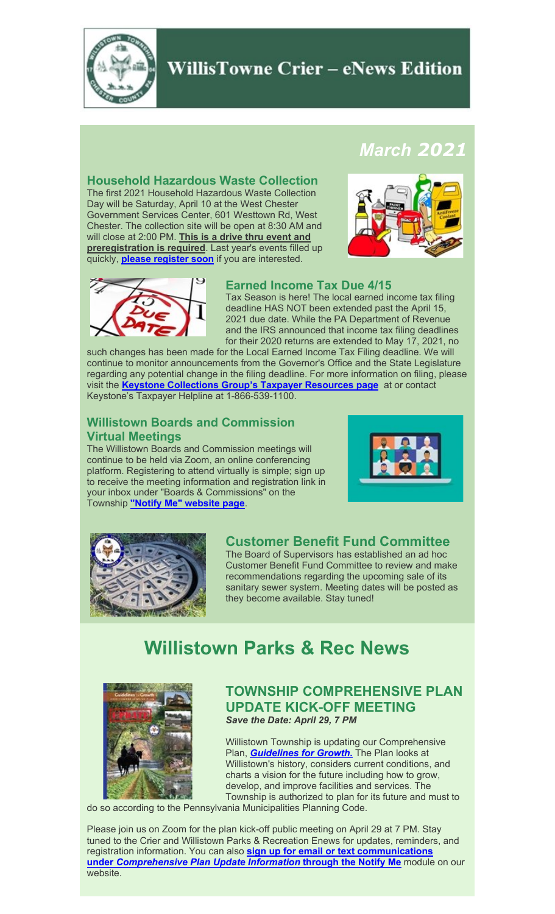# WillisTowne Crier – eNews Edition

*March 2021*

### Household Hazardous Waste Collection

The first 2021 Household Hazardous Waste Collection Day will be Saturday, April 10 at the West Chester Government Services Center, 601 Westtown Rd, West Chester. The collection site will be open at 8:30 AM and will close at 2:00 PM. **This is a drive thru event and preregistration is required**. Last year's events filled up quickly, **please register soon** if you are interested.

### Earned Income Tax Due 4/15

Tax Season is here! The local earned income tax filing deadline HAS NOT been extended past the April 15, 2021 due date. While the PA Department of Revenue and the IRS announced that income tax filing deadlines for their 2020 returns are extended to May 17, 2021, no such changes has been made for the Local Earned Income Tax Filing deadline. We will continue to monitor announcements from the Governor's Office and the State Legislature regarding any potential change in the filing deadline. For more information on filing, please visit the **Keystone Collections Group's Taxpayer Resources page** at or contact Keystone's Taxpayer Helpline at 1-866-539-1100.

### Willistown Boards and Commission Virtual Meetings

The Willistown Boards and Commission meetings will continue to be held via Zoom, an online conferencing platform. Registering to attend virtually is simple; sign up to receive the meeting information and registration link in your inbox under "Boards & Commissions" on the Township **"Notify Me" website page**.

### Customer Benefit Fund Committee

The Board of Supervisors has established an ad hoc Customer Benefit Fund Committee to review and make recommendations regarding the upcoming sale of its sanitary sewer system. Meeting dates will be posted as they become available. Stay tuned!

## Willistown Parks & Rec News

### TOWNSHIP COMPREHENSIVE PLAN UPDATE KICK-OFF MEETING

***Save the Date: April 29, 7 PM***

Willistown Township is updating our Comprehensive Plan, ***Guidelines for Growth.*** The Plan looks at Willistown's history, considers current conditions, and charts a vision for the future including how to grow, develop, and improve facilities and services. The Township is authorized to plan for its future and must to do so according to the Pennsylvania Municipalities Planning Code.

Please join us on Zoom for the plan kick-off public meeting on April 29 at 7 PM. Stay tuned to the Crier and Willistown Parks & Recreation Enews for updates, reminders, and registration information. You can also **sign up for email or text communications under *Comprehensive Plan Update Information* through the Notify Me** module on our website.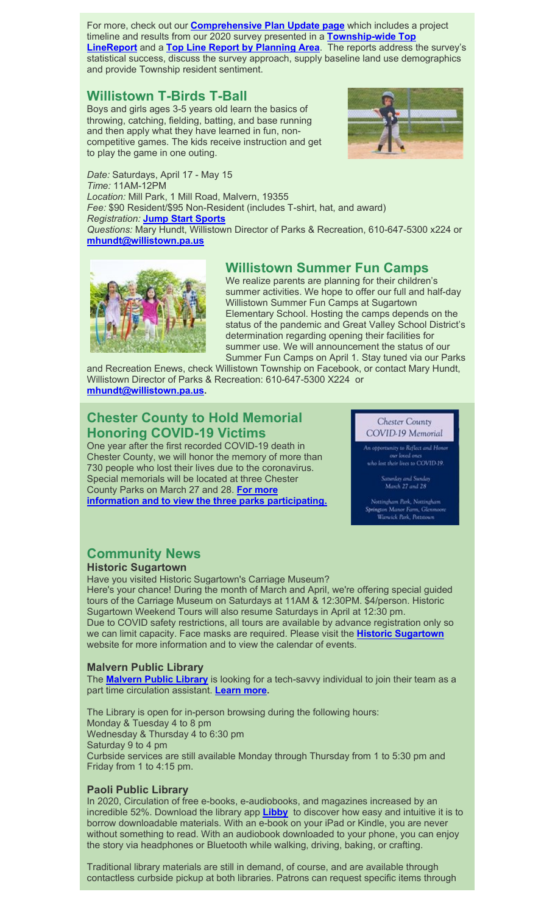For more, check out our **Comprehensive Plan Update page** which includes a project timeline and results from our 2020 survey presented in a **Township-wide Top LineReport** and a **Top Line Report by Planning Area**. The reports address the survey's statistical success, discuss the survey approach, supply baseline land use demographics and provide Township resident sentiment.

## Willistown T-Birds T-Ball

Boys and girls ages 3-5 years old learn the basics of throwing, catching, fielding, batting, and base running and then apply what they have learned in fun, non-competitive games. The kids receive instruction and get to play the game in one outing.

*Date:* Saturdays, April 17 - May 15
*Time:* 11AM-12PM
*Location:* Mill Park, 1 Mill Road, Malvern, 19355
*Fee:* $90 Resident/$95 Non-Resident (includes T-shirt, hat, and award)
*Registration:* **Jump Start Sports**
*Questions:* Mary Hundt, Willistown Director of Parks & Recreation, 610-647-5300 x224 or **mhundt@willistown.pa.us**

## Willistown Summer Fun Camps

We realize parents are planning for their children's summer activities. We hope to offer our full and half-day Willistown Summer Fun Camps at Sugartown Elementary School. Hosting the camps depends on the status of the pandemic and Great Valley School District's determination regarding opening their facilities for summer use. We will announcement the status of our Summer Fun Camps on April 1. Stay tuned via our Parks and Recreation Enews, check Willistown Township on Facebook, or contact Mary Hundt, Willistown Director of Parks & Recreation: 610-647-5300 X224 or **mhundt@willistown.pa.us.**

## Chester County to Hold Memorial Honoring COVID-19 Victims

One year after the first recorded COVID-19 death in Chester County, we will honor the memory of more than 730 people who lost their lives due to the coronavirus. Special memorials will be located at three Chester County Parks on March 27 and 28. **For more information and to view the three parks participating.**

Chester County COVID-19 Memorial

An opportunity to Reflect and Honor our loved ones who lost their lives to COVID-19.

Saturday and Sunday March 27 and 28

Nottingham Park, Nottingham
Springton Manor Farm, Glenmoore
Warwick Park, Pottstown

## Community News

### Historic Sugartown

Have you visited Historic Sugartown's Carriage Museum?
Here's your chance! During the month of March and April, we're offering special guided tours of the Carriage Museum on Saturdays at 11AM & 12:30PM. $4/person. Historic Sugartown Weekend Tours will also resume Saturdays in April at 12:30 pm.
Due to COVID safety restrictions, all tours are available by advance registration only so we can limit capacity. Face masks are required. Please visit the **Historic Sugartown** website for more information and to view the calendar of events.

### Malvern Public Library

The **Malvern Public Library** is looking for a tech-savvy individual to join their team as a part time circulation assistant. **Learn more.**

The Library is open for in-person browsing during the following hours:
Monday & Tuesday 4 to 8 pm
Wednesday & Thursday 4 to 6:30 pm
Saturday 9 to 4 pm
Curbside services are still available Monday through Thursday from 1 to 5:30 pm and Friday from 1 to 4:15 pm.

### Paoli Public Library

In 2020, Circulation of free e-books, e-audiobooks, and magazines increased by an incredible 52%. Download the library app **Libby** to discover how easy and intuitive it is to borrow downloadable materials. With an e-book on your iPad or Kindle, you are never without something to read. With an audiobook downloaded to your phone, you can enjoy the story via headphones or Bluetooth while walking, driving, baking, or crafting.

Traditional library materials are still in demand, of course, and are available through contactless curbside pickup at both libraries. Patrons can request specific items through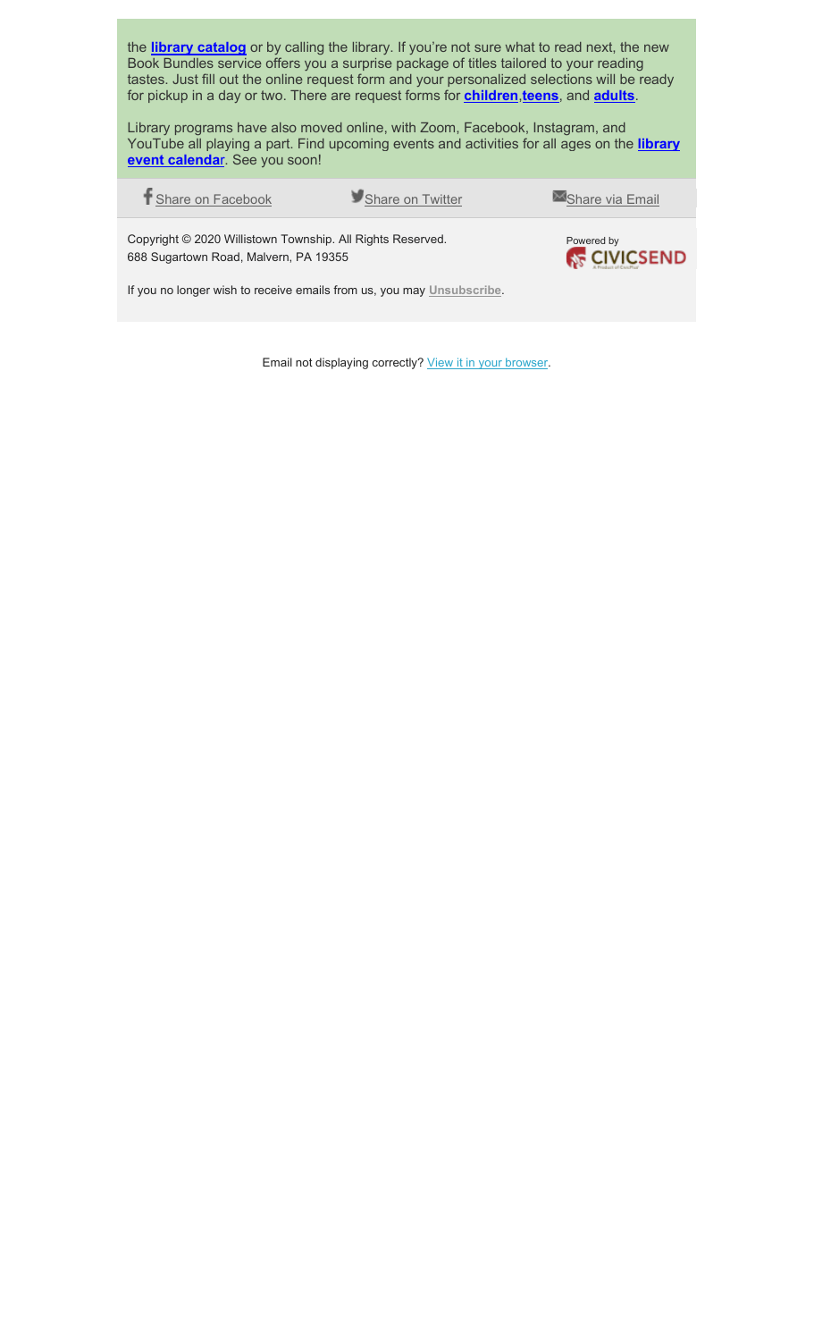the **library catalog** or by calling the library. If you're not sure what to read next, the new Book Bundles service offers you a surprise package of titles tailored to your reading tastes. Just fill out the online request form and your personalized selections will be ready for pickup in a day or two. There are request forms for **children**,**teens**, and **adults**.

Library programs have also moved online, with Zoom, Facebook, Instagram, and YouTube all playing a part. Find upcoming events and activities for all ages on the **library event calendar**. See you soon!

Share on Facebook | Share on Twitter | Share via Email

Copyright © 2020 Willistown Township. All Rights Reserved.
688 Sugartown Road, Malvern, PA 19355

Powered by CIVICSEND

If you no longer wish to receive emails from us, you may **Unsubscribe**.

Email not displaying correctly? View it in your browser.